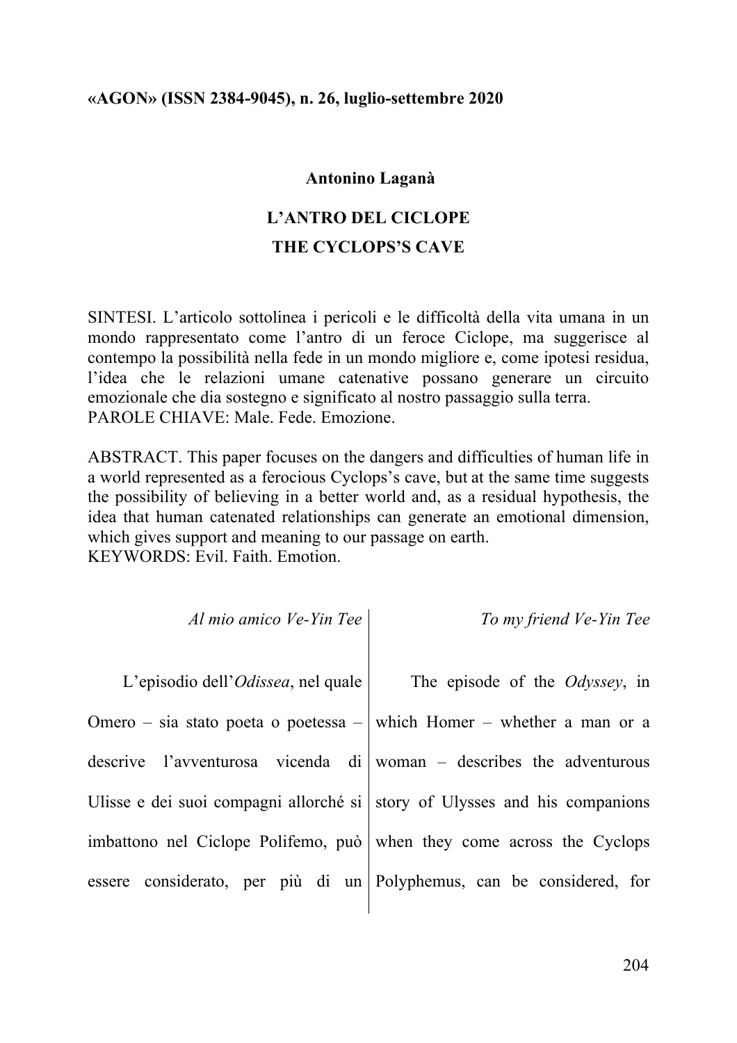«AGON» (ISSN 2384-9045), n. 26, luglio-settembre 2020

**Antonino Laganà**

# L'ANTRO DEL CICLOPE
# THE CYCLOPS'S CAVE

SINTESI. L'articolo sottolinea i pericoli e le difficoltà della vita umana in un mondo rappresentato come l'antro di un feroce Ciclope, ma suggerisce al contempo la possibilità nella fede in un mondo migliore e, come ipotesi residua, l'idea che le relazioni umane catenative possano generare un circuito emozionale che dia sostegno e significato al nostro passaggio sulla terra.
PAROLE CHIAVE: Male. Fede. Emozione.

ABSTRACT. This paper focuses on the dangers and difficulties of human life in a world represented as a ferocious Cyclops's cave, but at the same time suggests the possibility of believing in a better world and, as a residual hypothesis, the idea that human catenated relationships can generate an emotional dimension, which gives support and meaning to our passage on earth.
KEYWORDS: Evil. Faith. Emotion.

| | |
|---|---|
| *Al mio amico Ve-Yin Tee* | *To my friend Ve-Yin Tee* |
| L'episodio dell'*Odissea*, nel quale Omero – sia stato poeta o poetessa – descrive l'avventurosa vicenda di Ulisse e dei suoi compagni allorché si imbattono nel Ciclope Polifemo, può essere considerato, per più di un | The episode of the *Odyssey*, in which Homer – whether a man or a woman – describes the adventurous story of Ulysses and his companions when they come across the Cyclops Polyphemus, can be considered, for |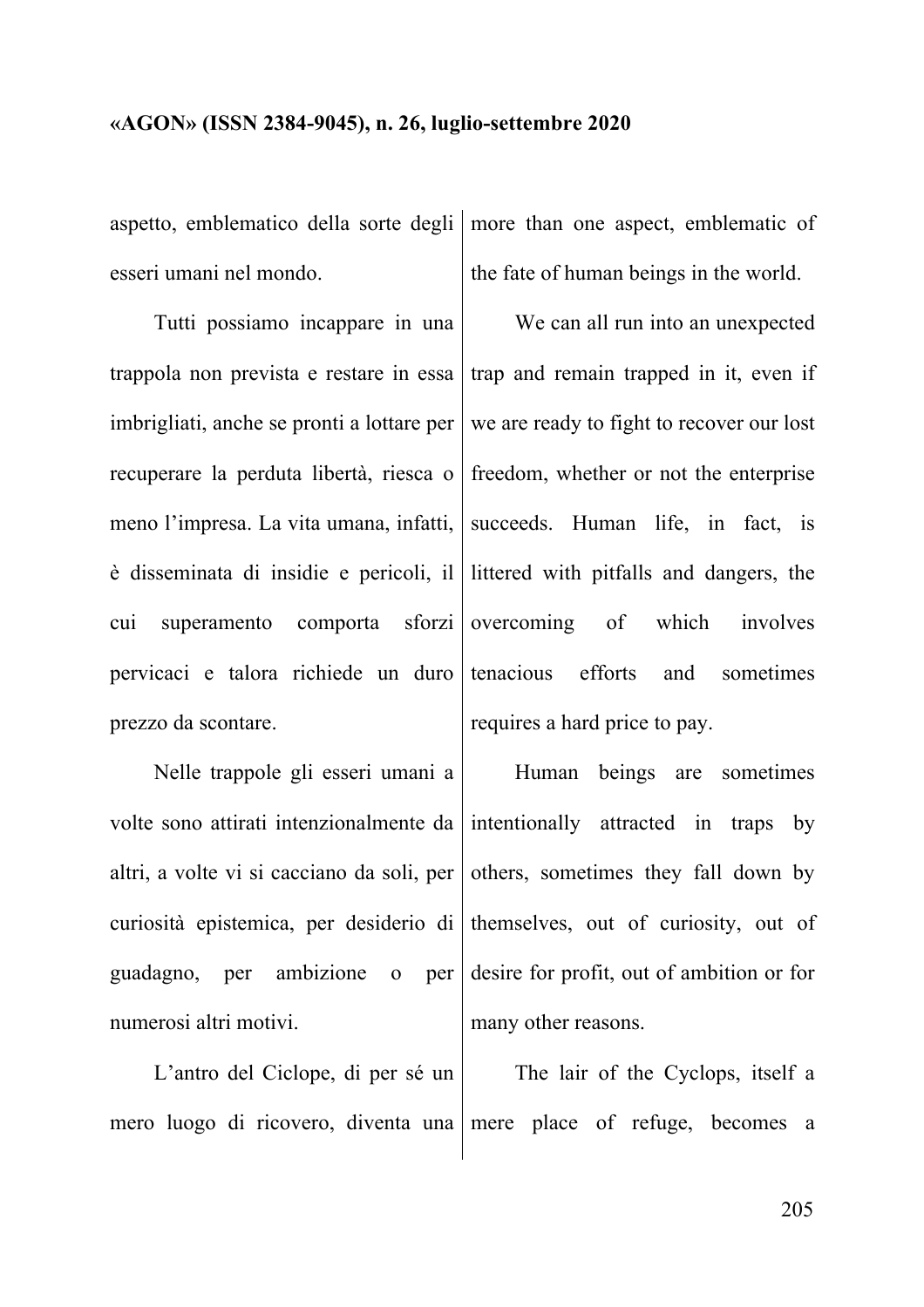aspetto, emblematico della sorte degli esseri umani nel mondo.

Tutti possiamo incappare in una trappola non prevista e restare in essa imbrigliati, anche se pronti a lottare per recuperare la perduta libertà, riesca o meno l'impresa. La vita umana, infatti, è disseminata di insidie e pericoli, il cui superamento comporta sforzi pervicaci e talora richiede un duro prezzo da scontare.

Nelle trappole gli esseri umani a volte sono attirati intenzionalmente da altri, a volte vi si cacciano da soli, per curiosità epistemica, per desiderio di guadagno, per ambizione o per numerosi altri motivi.

L'antro del Ciclope, di per sé un mero luogo di ricovero, diventa una

more than one aspect, emblematic of the fate of human beings in the world.

We can all run into an unexpected trap and remain trapped in it, even if we are ready to fight to recover our lost freedom, whether or not the enterprise succeeds. Human life, in fact, is littered with pitfalls and dangers, the overcoming of which involves tenacious efforts and sometimes requires a hard price to pay.

Human beings are sometimes intentionally attracted in traps by others, sometimes they fall down by themselves, out of curiosity, out of desire for profit, out of ambition or for many other reasons.

The lair of the Cyclops, itself a mere place of refuge, becomes a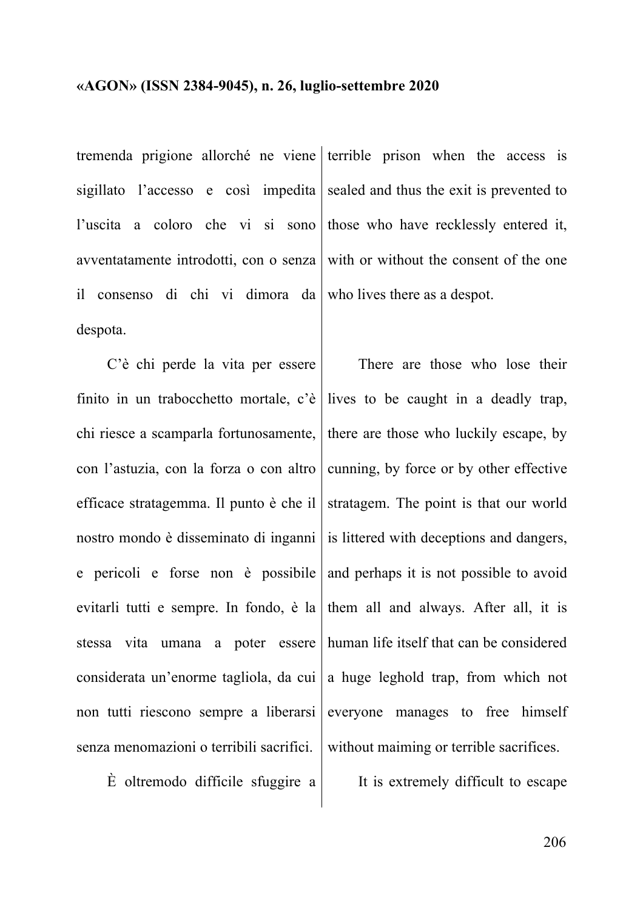tremenda prigione allorché ne viene sigillato l'accesso e così impedita l'uscita a coloro che vi si sono avventatamente introdotti, con o senza il consenso di chi vi dimora da despota.

C'è chi perde la vita per essere finito in un trabocchetto mortale, c'è chi riesce a scamparla fortunosamente, con l'astuzia, con la forza o con altro efficace stratagemma. Il punto è che il nostro mondo è disseminato di inganni e pericoli e forse non è possibile evitarli tutti e sempre. In fondo, è la stessa vita umana a poter essere considerata un'enorme tagliola, da cui non tutti riescono sempre a liberarsi senza menomazioni o terribili sacrifici.

È oltremodo difficile sfuggire a

terrible prison when the access is sealed and thus the exit is prevented to those who have recklessly entered it, with or without the consent of the one who lives there as a despot.

There are those who lose their lives to be caught in a deadly trap, there are those who luckily escape, by cunning, by force or by other effective stratagem. The point is that our world is littered with deceptions and dangers, and perhaps it is not possible to avoid them all and always. After all, it is human life itself that can be considered a huge leghold trap, from which not everyone manages to free himself without maiming or terrible sacrifices.

It is extremely difficult to escape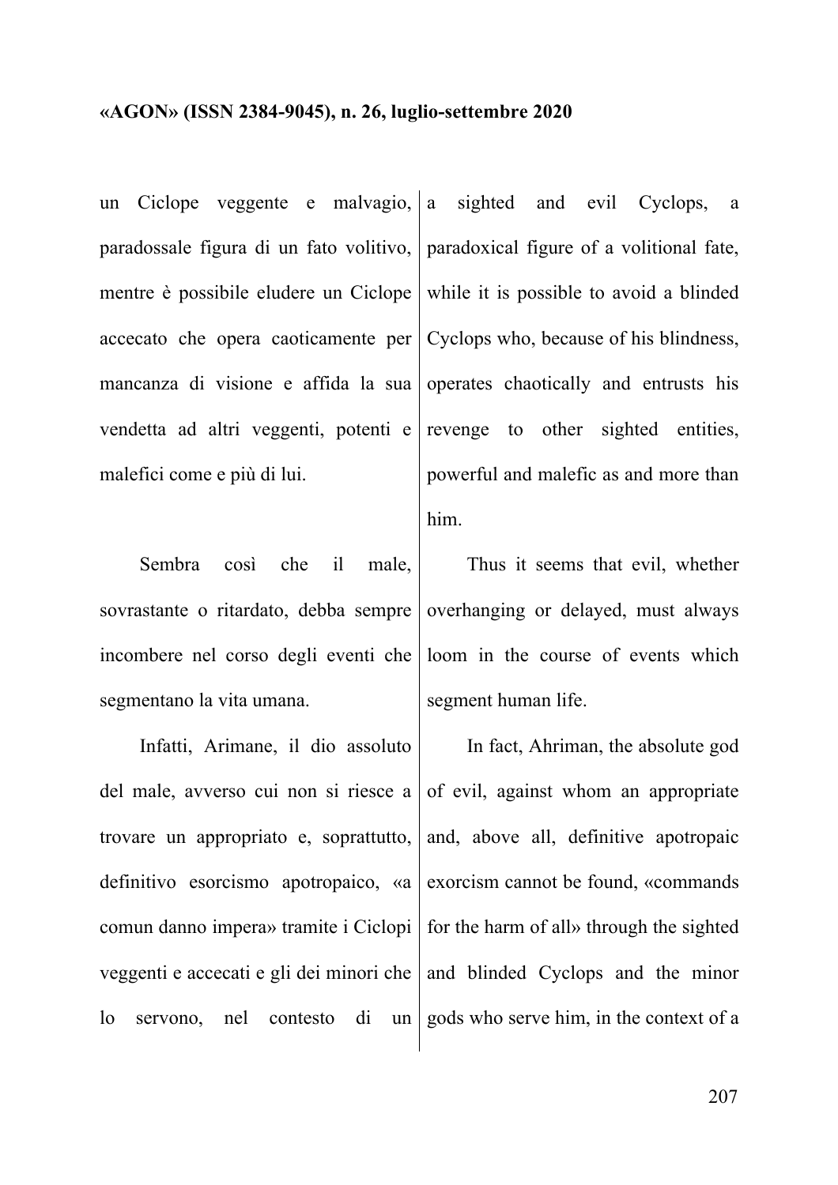un Ciclope veggente e malvagio, paradossale figura di un fato volitivo, mentre è possibile eludere un Ciclope accecato che opera caoticamente per mancanza di visione e affida la sua vendetta ad altri veggenti, potenti e malefici come e più di lui.

Sembra così che il male, sovrastante o ritardato, debba sempre incombere nel corso degli eventi che segmentano la vita umana.

Infatti, Arimane, il dio assoluto del male, avverso cui non si riesce a trovare un appropriato e, soprattutto, definitivo esorcismo apotropaico, «a comun danno impera» tramite i Ciclopi veggenti e accecati e gli dei minori che lo servono, nel contesto di un

a sighted and evil Cyclops, a paradoxical figure of a volitional fate, while it is possible to avoid a blinded Cyclops who, because of his blindness, operates chaotically and entrusts his revenge to other sighted entities, powerful and malefic as and more than him.

Thus it seems that evil, whether overhanging or delayed, must always loom in the course of events which segment human life.

In fact, Ahriman, the absolute god of evil, against whom an appropriate and, above all, definitive apotropaic exorcism cannot be found, «commands for the harm of all» through the sighted and blinded Cyclops and the minor gods who serve him, in the context of a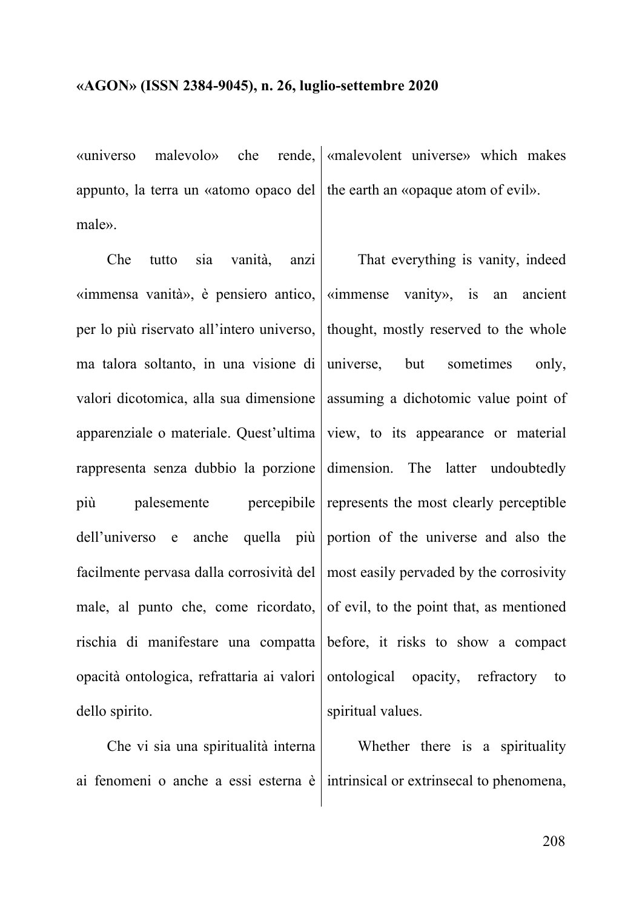«universo malevolo» che rende, appunto, la terra un «atomo opaco del male».

Che tutto sia vanità, anzi «immensa vanità», è pensiero antico, per lo più riservato all'intero universo, ma talora soltanto, in una visione di valori dicotomica, alla sua dimensione apparenziale o materiale. Quest'ultima rappresenta senza dubbio la porzione più palesemente percepibile dell'universo e anche quella più facilmente pervasa dalla corrosività del male, al punto che, come ricordato, rischia di manifestare una compatta opacità ontologica, refrattaria ai valori dello spirito.

Che vi sia una spiritualità interna ai fenomeni o anche a essi esterna è

«malevolent universe» which makes the earth an «opaque atom of evil».

That everything is vanity, indeed «immense vanity», is an ancient thought, mostly reserved to the whole universe, but sometimes only, assuming a dichotomic value point of view, to its appearance or material dimension. The latter undoubtedly represents the most clearly perceptible portion of the universe and also the most easily pervaded by the corrosivity of evil, to the point that, as mentioned before, it risks to show a compact ontological opacity, refractory to spiritual values.

Whether there is a spirituality intrinsical or extrinsecal to phenomena,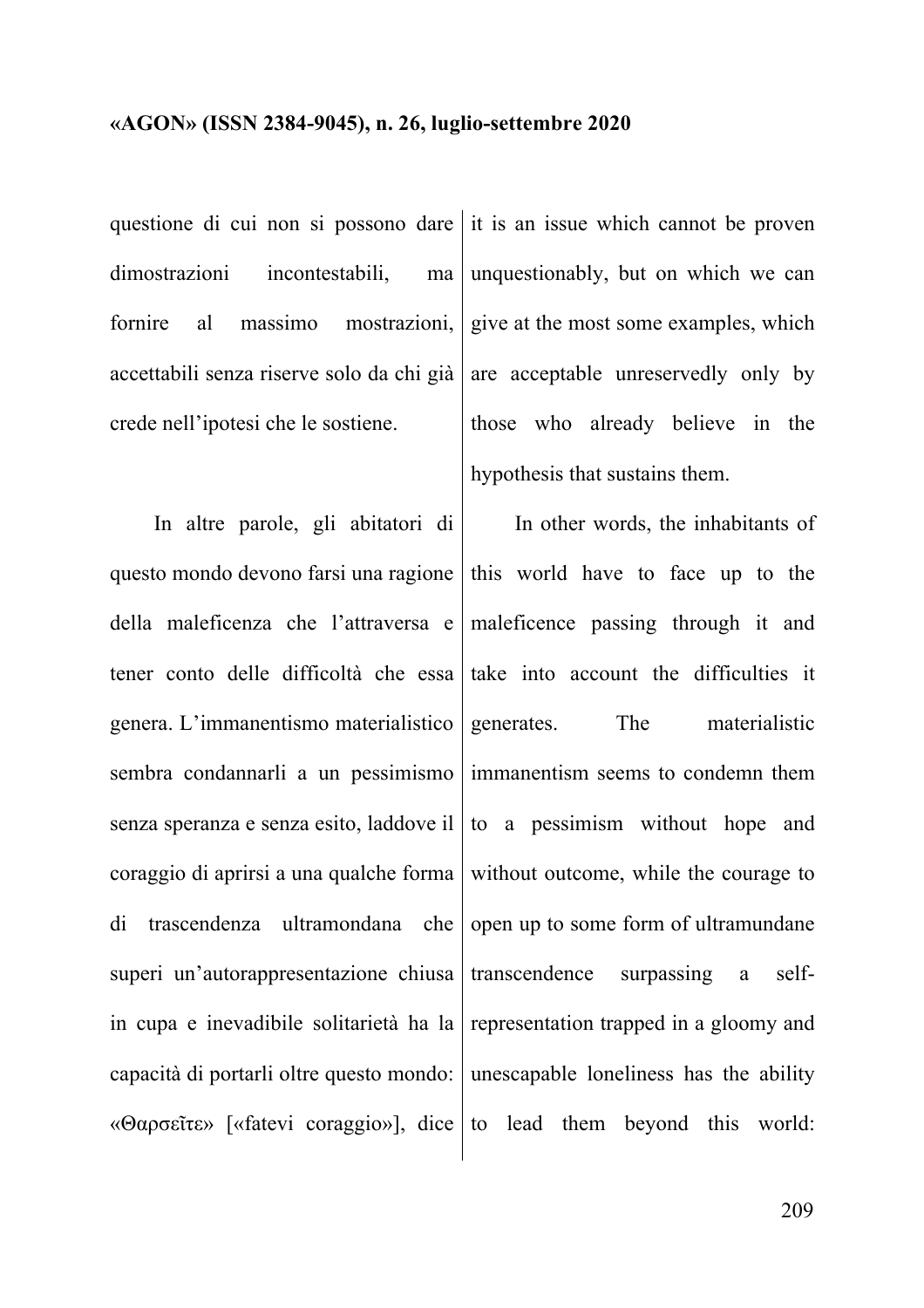questione di cui non si possono dare dimostrazioni incontestabili, ma fornire al massimo mostrazioni, accettabili senza riserve solo da chi già crede nell'ipotesi che le sostiene.

it is an issue which cannot be proven unquestionably, but on which we can give at the most some examples, which are acceptable unreservedly only by those who already believe in the hypothesis that sustains them.

In altre parole, gli abitatori di questo mondo devono farsi una ragione della maleficenza che l'attraversa e tener conto delle difficoltà che essa genera. L'immanentismo materialistico sembra condannarli a un pessimismo senza speranza e senza esito, laddove il coraggio di aprirsi a una qualche forma di trascendenza ultramondana che superi un'autorappresentazione chiusa in cupa e inevadibile solitarietà ha la capacità di portarli oltre questo mondo: «Θαρσεῖτε» [«fatevi coraggio»], dice

In other words, the inhabitants of this world have to face up to the maleficence passing through it and take into account the difficulties it generates. The materialistic immanentism seems to condemn them to a pessimism without hope and without outcome, while the courage to open up to some form of ultramundane transcendence surpassing a self-representation trapped in a gloomy and unescapable loneliness has the ability to lead them beyond this world: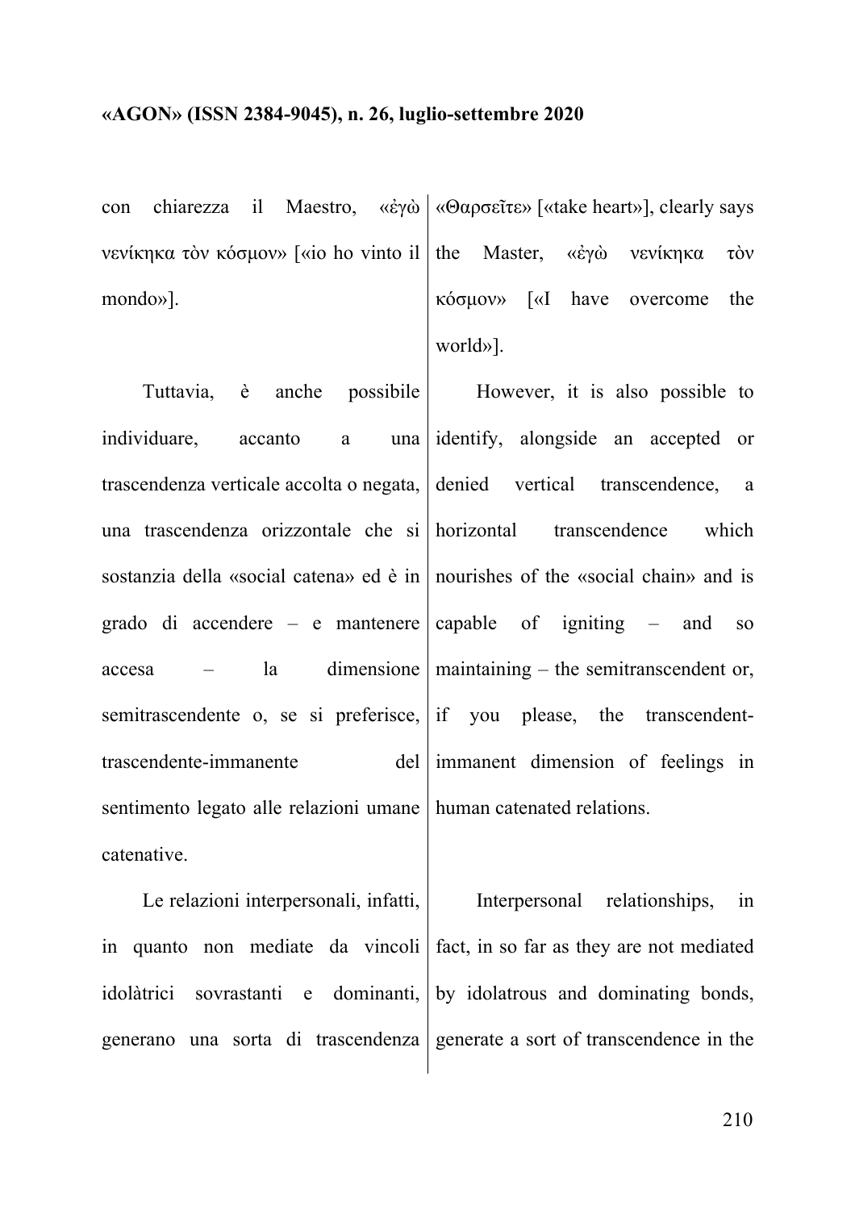con chiarezza il Maestro, «ἐγὼ νενίκηκα τὸν κόσμον» [«io ho vinto il mondo»].

Tuttavia, è anche possibile individuare, accanto a una trascendenza verticale accolta o negata, una trascendenza orizzontale che si sostanzia della «social catena» ed è in grado di accendere – e mantenere accesa – la dimensione semitrascendente o, se si preferisce, trascendente-immanente del sentimento legato alle relazioni umane catenative.

Le relazioni interpersonali, infatti, in quanto non mediate da vincoli idolàtrici sovrastanti e dominanti, generano una sorta di trascendenza

«Θαρσεῖτε» [«take heart»], clearly says the Master, «ἐγὼ νενίκηκα τὸν κόσμον» [«I have overcome the world»].

However, it is also possible to identify, alongside an accepted or denied vertical transcendence, a horizontal transcendence which nourishes of the «social chain» and is capable of igniting – and so maintaining – the semitranscendent or, if you please, the transcendent-immanent dimension of feelings in human catenated relations.

Interpersonal relationships, in fact, in so far as they are not mediated by idolatrous and dominating bonds, generate a sort of transcendence in the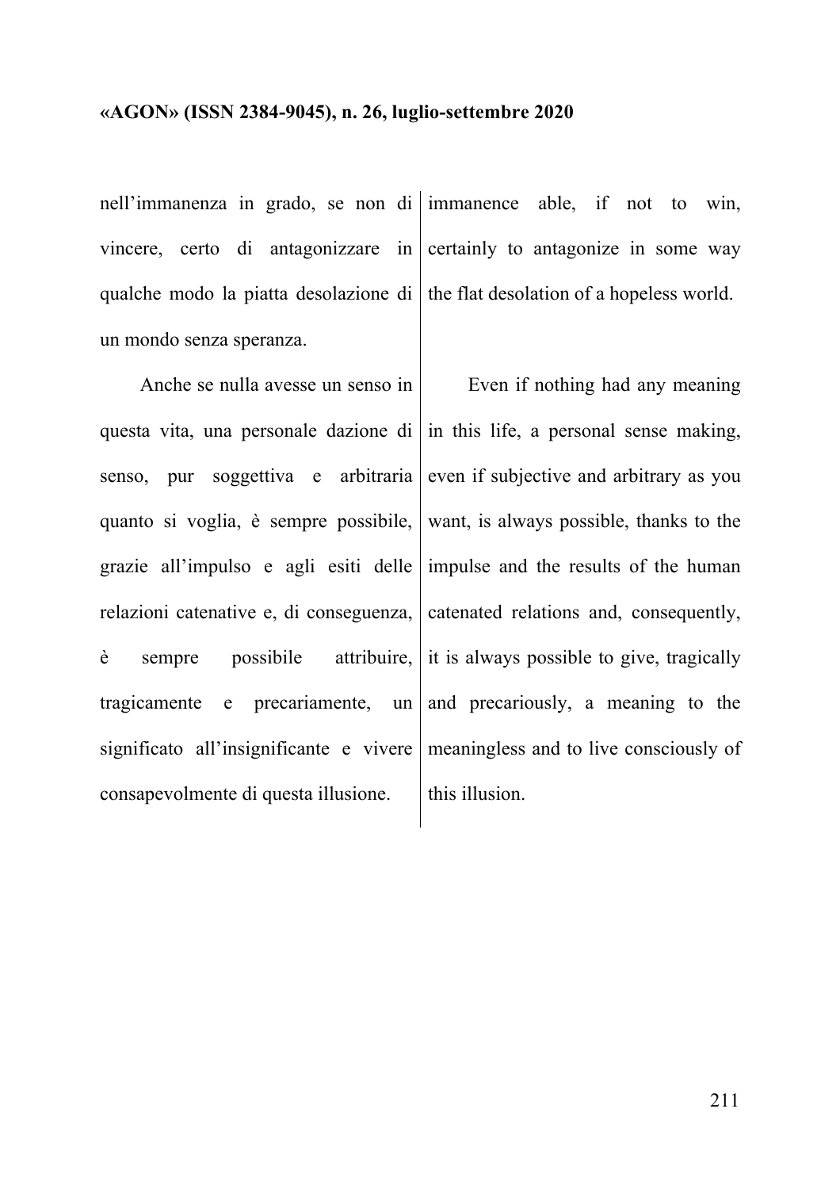nell'immanenza in grado, se non di vincere, certo di antagonizzare in qualche modo la piatta desolazione di un mondo senza speranza.

Anche se nulla avesse un senso in questa vita, una personale dazione di senso, pur soggettiva e arbitraria quanto si voglia, è sempre possibile, grazie all'impulso e agli esiti delle relazioni catenative e, di conseguenza, è sempre possibile attribuire, tragicamente e precariamente, un significato all'insignificante e vivere consapevolmente di questa illusione.

immanence able, if not to win, certainly to antagonize in some way the flat desolation of a hopeless world.

Even if nothing had any meaning in this life, a personal sense making, even if subjective and arbitrary as you want, is always possible, thanks to the impulse and the results of the human catenated relations and, consequently, it is always possible to give, tragically and precariously, a meaning to the meaningless and to live consciously of this illusion.